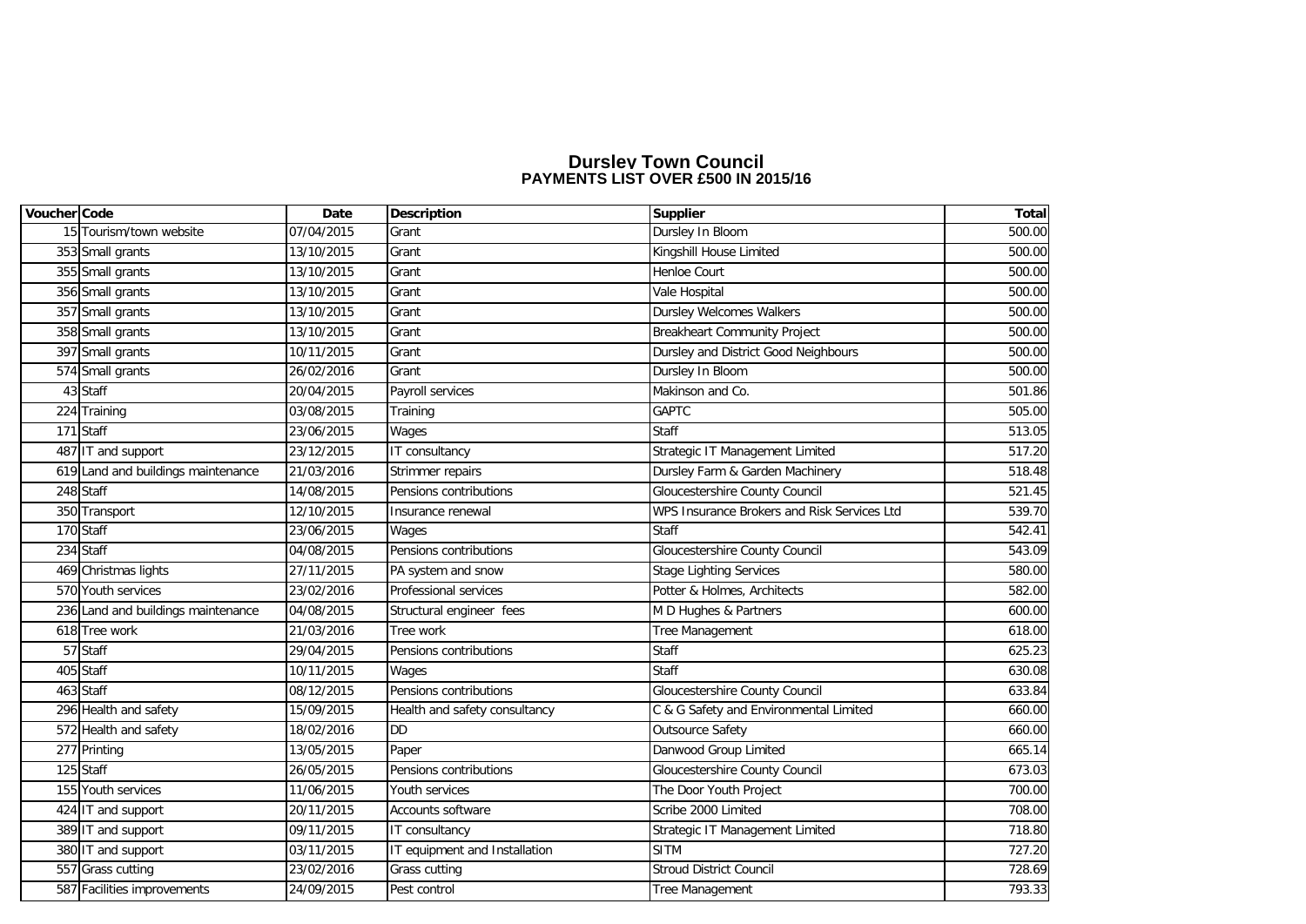# Dursley Town Council
## PAYMENTS LIST OVER £500 IN 2015/16

| Voucher | Code | Date | Description | Supplier | Total |
|---|---|---|---|---|---|
| 15 | Tourism/town website | 07/04/2015 | Grant | Dursley In Bloom | 500.00 |
| 353 | Small grants | 13/10/2015 | Grant | Kingshill House Limited | 500.00 |
| 355 | Small grants | 13/10/2015 | Grant | Henloe Court | 500.00 |
| 356 | Small grants | 13/10/2015 | Grant | Vale Hospital | 500.00 |
| 357 | Small grants | 13/10/2015 | Grant | Dursley Welcomes Walkers | 500.00 |
| 358 | Small grants | 13/10/2015 | Grant | Breakheart Community Project | 500.00 |
| 397 | Small grants | 10/11/2015 | Grant | Dursley and District Good Neighbours | 500.00 |
| 574 | Small grants | 26/02/2016 | Grant | Dursley In Bloom | 500.00 |
| 43 | Staff | 20/04/2015 | Payroll services | Makinson and Co. | 501.86 |
| 224 | Training | 03/08/2015 | Training | GAPTC | 505.00 |
| 171 | Staff | 23/06/2015 | Wages | Staff | 513.05 |
| 487 | IT and support | 23/12/2015 | IT consultancy | Strategic IT Management Limited | 517.20 |
| 619 | Land and buildings maintenance | 21/03/2016 | Strimmer repairs | Dursley Farm & Garden Machinery | 518.48 |
| 248 | Staff | 14/08/2015 | Pensions contributions | Gloucestershire County Council | 521.45 |
| 350 | Transport | 12/10/2015 | Insurance renewal | WPS Insurance Brokers and Risk Services Ltd | 539.70 |
| 170 | Staff | 23/06/2015 | Wages | Staff | 542.41 |
| 234 | Staff | 04/08/2015 | Pensions contributions | Gloucestershire County Council | 543.09 |
| 469 | Christmas lights | 27/11/2015 | PA system and snow | Stage Lighting Services | 580.00 |
| 570 | Youth services | 23/02/2016 | Professional services | Potter & Holmes, Architects | 582.00 |
| 236 | Land and buildings maintenance | 04/08/2015 | Structural engineer fees | M D Hughes & Partners | 600.00 |
| 618 | Tree work | 21/03/2016 | Tree work | Tree Management | 618.00 |
| 57 | Staff | 29/04/2015 | Pensions contributions | Staff | 625.23 |
| 405 | Staff | 10/11/2015 | Wages | Staff | 630.08 |
| 463 | Staff | 08/12/2015 | Pensions contributions | Gloucestershire County Council | 633.84 |
| 296 | Health and safety | 15/09/2015 | Health and safety consultancy | C & G Safety and Environmental Limited | 660.00 |
| 572 | Health and safety | 18/02/2016 | DD | Outsource Safety | 660.00 |
| 277 | Printing | 13/05/2015 | Paper | Danwood Group Limited | 665.14 |
| 125 | Staff | 26/05/2015 | Pensions contributions | Gloucestershire County Council | 673.03 |
| 155 | Youth services | 11/06/2015 | Youth services | The Door Youth Project | 700.00 |
| 424 | IT and support | 20/11/2015 | Accounts software | Scribe 2000 Limited | 708.00 |
| 389 | IT and support | 09/11/2015 | IT consultancy | Strategic IT Management Limited | 718.80 |
| 380 | IT and support | 03/11/2015 | IT equipment and Installation | SITM | 727.20 |
| 557 | Grass cutting | 23/02/2016 | Grass cutting | Stroud District Council | 728.69 |
| 587 | Facilities improvements | 24/09/2015 | Pest control | Tree Management | 793.33 |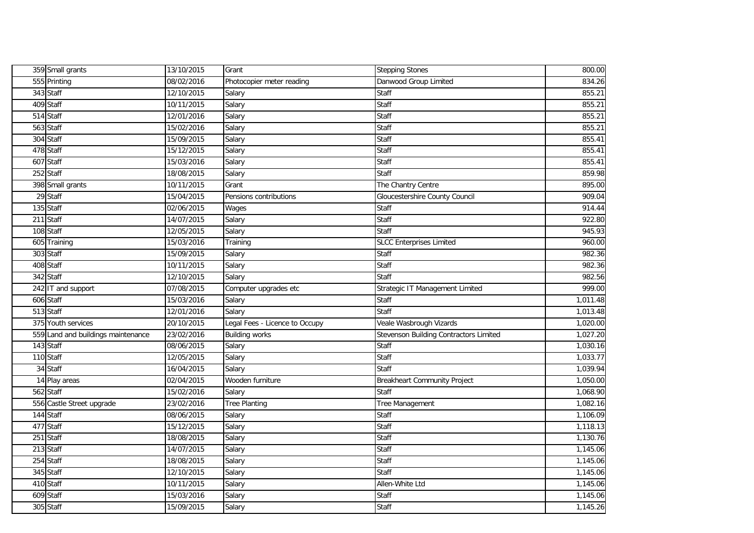| | | | | | |
|---|---|---|---|---|---|
| 359 | Small grants | 13/10/2015 | Grant | Stepping Stones | 800.00 |
| 555 | Printing | 08/02/2016 | Photocopier meter reading | Danwood Group Limited | 834.26 |
| 343 | Staff | 12/10/2015 | Salary | Staff | 855.21 |
| 409 | Staff | 10/11/2015 | Salary | Staff | 855.21 |
| 514 | Staff | 12/01/2016 | Salary | Staff | 855.21 |
| 563 | Staff | 15/02/2016 | Salary | Staff | 855.21 |
| 304 | Staff | 15/09/2015 | Salary | Staff | 855.41 |
| 478 | Staff | 15/12/2015 | Salary | Staff | 855.41 |
| 607 | Staff | 15/03/2016 | Salary | Staff | 855.41 |
| 252 | Staff | 18/08/2015 | Salary | Staff | 859.98 |
| 398 | Small grants | 10/11/2015 | Grant | The Chantry Centre | 895.00 |
| 29 | Staff | 15/04/2015 | Pensions contributions | Gloucestershire County Council | 909.04 |
| 135 | Staff | 02/06/2015 | Wages | Staff | 914.44 |
| 211 | Staff | 14/07/2015 | Salary | Staff | 922.80 |
| 108 | Staff | 12/05/2015 | Salary | Staff | 945.93 |
| 605 | Training | 15/03/2016 | Training | SLCC Enterprises Limited | 960.00 |
| 303 | Staff | 15/09/2015 | Salary | Staff | 982.36 |
| 408 | Staff | 10/11/2015 | Salary | Staff | 982.36 |
| 342 | Staff | 12/10/2015 | Salary | Staff | 982.56 |
| 242 | IT and support | 07/08/2015 | Computer upgrades etc | Strategic IT Management Limited | 999.00 |
| 606 | Staff | 15/03/2016 | Salary | Staff | 1,011.48 |
| 513 | Staff | 12/01/2016 | Salary | Staff | 1,013.48 |
| 375 | Youth services | 20/10/2015 | Legal Fees - Licence to Occupy | Veale Wasbrough Vizards | 1,020.00 |
| 559 | Land and buildings maintenance | 23/02/2016 | Building works | Stevenson Building Contractors Limited | 1,027.20 |
| 143 | Staff | 08/06/2015 | Salary | Staff | 1,030.16 |
| 110 | Staff | 12/05/2015 | Salary | Staff | 1,033.77 |
| 34 | Staff | 16/04/2015 | Salary | Staff | 1,039.94 |
| 14 | Play areas | 02/04/2015 | Wooden furniture | Breakheart Community Project | 1,050.00 |
| 562 | Staff | 15/02/2016 | Salary | Staff | 1,068.90 |
| 556 | Castle Street upgrade | 23/02/2016 | Tree Planting | Tree Management | 1,082.16 |
| 144 | Staff | 08/06/2015 | Salary | Staff | 1,106.09 |
| 477 | Staff | 15/12/2015 | Salary | Staff | 1,118.13 |
| 251 | Staff | 18/08/2015 | Salary | Staff | 1,130.76 |
| 213 | Staff | 14/07/2015 | Salary | Staff | 1,145.06 |
| 254 | Staff | 18/08/2015 | Salary | Staff | 1,145.06 |
| 345 | Staff | 12/10/2015 | Salary | Staff | 1,145.06 |
| 410 | Staff | 10/11/2015 | Salary | Allen-White Ltd | 1,145.06 |
| 609 | Staff | 15/03/2016 | Salary | Staff | 1,145.06 |
| 305 | Staff | 15/09/2015 | Salary | Staff | 1,145.26 |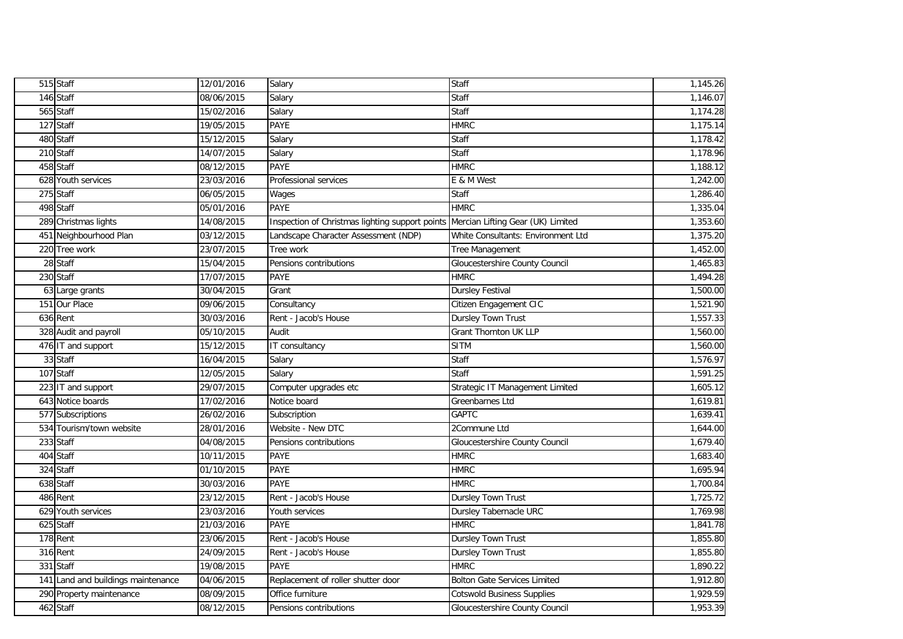| | | | | | |
|---|---|---|---|---|---|
| 515 | Staff | 12/01/2016 | Salary | Staff | 1,145.26 |
| 146 | Staff | 08/06/2015 | Salary | Staff | 1,146.07 |
| 565 | Staff | 15/02/2016 | Salary | Staff | 1,174.28 |
| 127 | Staff | 19/05/2015 | PAYE | HMRC | 1,175.14 |
| 480 | Staff | 15/12/2015 | Salary | Staff | 1,178.42 |
| 210 | Staff | 14/07/2015 | Salary | Staff | 1,178.96 |
| 458 | Staff | 08/12/2015 | PAYE | HMRC | 1,188.12 |
| 628 | Youth services | 23/03/2016 | Professional services | E & M West | 1,242.00 |
| 275 | Staff | 06/05/2015 | Wages | Staff | 1,286.40 |
| 498 | Staff | 05/01/2016 | PAYE | HMRC | 1,335.04 |
| 289 | Christmas lights | 14/08/2015 | Inspection of Christmas lighting support points | Mercian Lifting Gear (UK) Limited | 1,353.60 |
| 451 | Neighbourhood Plan | 03/12/2015 | Landscape Character Assessment (NDP) | White Consultants: Environment Ltd | 1,375.20 |
| 220 | Tree work | 23/07/2015 | Tree work | Tree Management | 1,452.00 |
| 28 | Staff | 15/04/2015 | Pensions contributions | Gloucestershire County Council | 1,465.83 |
| 230 | Staff | 17/07/2015 | PAYE | HMRC | 1,494.28 |
| 63 | Large grants | 30/04/2015 | Grant | Dursley Festival | 1,500.00 |
| 151 | Our Place | 09/06/2015 | Consultancy | Citizen Engagement CIC | 1,521.90 |
| 636 | Rent | 30/03/2016 | Rent - Jacob's House | Dursley Town Trust | 1,557.33 |
| 328 | Audit and payroll | 05/10/2015 | Audit | Grant Thornton UK LLP | 1,560.00 |
| 476 | IT and support | 15/12/2015 | IT consultancy | SITM | 1,560.00 |
| 33 | Staff | 16/04/2015 | Salary | Staff | 1,576.97 |
| 107 | Staff | 12/05/2015 | Salary | Staff | 1,591.25 |
| 223 | IT and support | 29/07/2015 | Computer upgrades etc | Strategic IT Management Limited | 1,605.12 |
| 643 | Notice boards | 17/02/2016 | Notice board | Greenbarnes Ltd | 1,619.81 |
| 577 | Subscriptions | 26/02/2016 | Subscription | GAPTC | 1,639.41 |
| 534 | Tourism/town website | 28/01/2016 | Website - New DTC | 2Commune Ltd | 1,644.00 |
| 233 | Staff | 04/08/2015 | Pensions contributions | Gloucestershire County Council | 1,679.40 |
| 404 | Staff | 10/11/2015 | PAYE | HMRC | 1,683.40 |
| 324 | Staff | 01/10/2015 | PAYE | HMRC | 1,695.94 |
| 638 | Staff | 30/03/2016 | PAYE | HMRC | 1,700.84 |
| 486 | Rent | 23/12/2015 | Rent - Jacob's House | Dursley Town Trust | 1,725.72 |
| 629 | Youth services | 23/03/2016 | Youth services | Dursley Tabernacle URC | 1,769.98 |
| 625 | Staff | 21/03/2016 | PAYE | HMRC | 1,841.78 |
| 178 | Rent | 23/06/2015 | Rent - Jacob's House | Dursley Town Trust | 1,855.80 |
| 316 | Rent | 24/09/2015 | Rent - Jacob's House | Dursley Town Trust | 1,855.80 |
| 331 | Staff | 19/08/2015 | PAYE | HMRC | 1,890.22 |
| 141 | Land and buildings maintenance | 04/06/2015 | Replacement of roller shutter door | Bolton Gate Services Limited | 1,912.80 |
| 290 | Property maintenance | 08/09/2015 | Office furniture | Cotswold Business Supplies | 1,929.59 |
| 462 | Staff | 08/12/2015 | Pensions contributions | Gloucestershire County Council | 1,953.39 |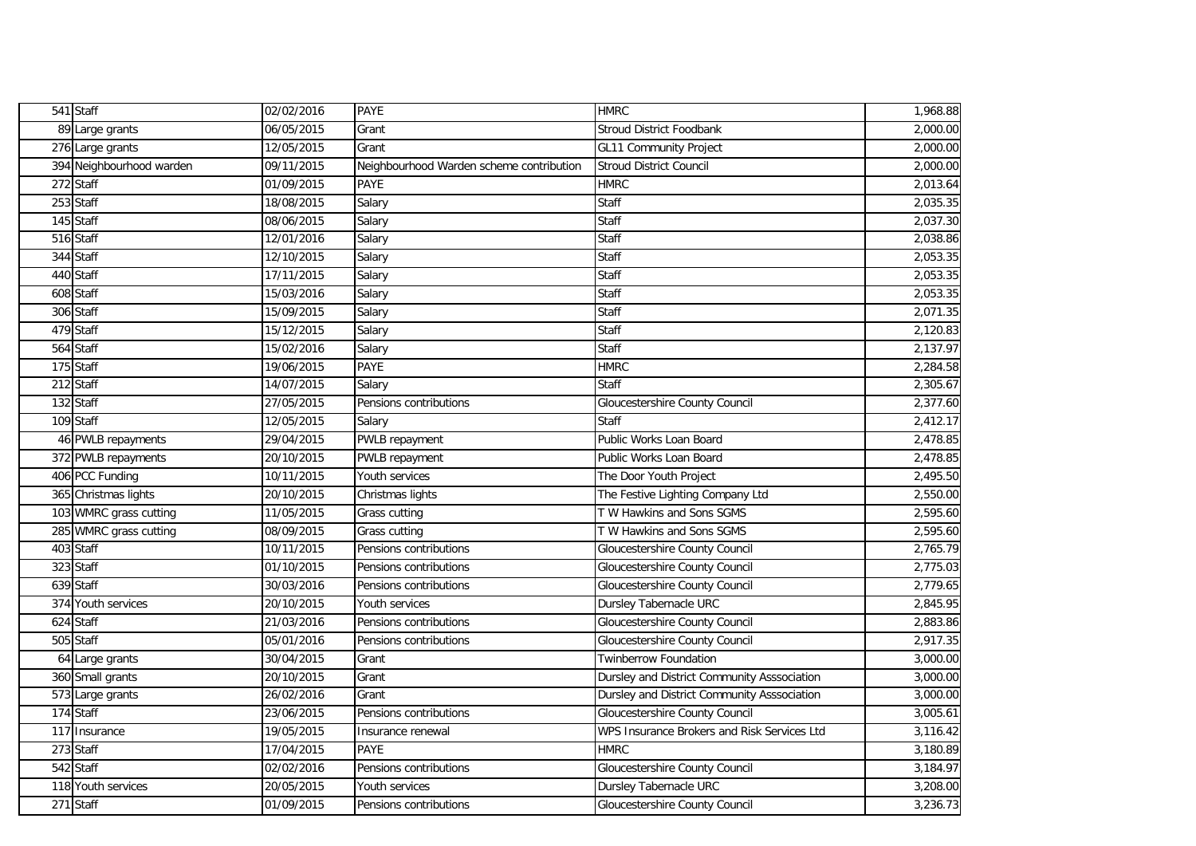| | | | | | |
|---|---|---|---|---|---|
| 541 | Staff | 02/02/2016 | PAYE | HMRC | 1,968.88 |
| 89 | Large grants | 06/05/2015 | Grant | Stroud District Foodbank | 2,000.00 |
| 276 | Large grants | 12/05/2015 | Grant | GL11 Community Project | 2,000.00 |
| 394 | Neighbourhood warden | 09/11/2015 | Neighbourhood Warden scheme contribution | Stroud District Council | 2,000.00 |
| 272 | Staff | 01/09/2015 | PAYE | HMRC | 2,013.64 |
| 253 | Staff | 18/08/2015 | Salary | Staff | 2,035.35 |
| 145 | Staff | 08/06/2015 | Salary | Staff | 2,037.30 |
| 516 | Staff | 12/01/2016 | Salary | Staff | 2,038.86 |
| 344 | Staff | 12/10/2015 | Salary | Staff | 2,053.35 |
| 440 | Staff | 17/11/2015 | Salary | Staff | 2,053.35 |
| 608 | Staff | 15/03/2016 | Salary | Staff | 2,053.35 |
| 306 | Staff | 15/09/2015 | Salary | Staff | 2,071.35 |
| 479 | Staff | 15/12/2015 | Salary | Staff | 2,120.83 |
| 564 | Staff | 15/02/2016 | Salary | Staff | 2,137.97 |
| 175 | Staff | 19/06/2015 | PAYE | HMRC | 2,284.58 |
| 212 | Staff | 14/07/2015 | Salary | Staff | 2,305.67 |
| 132 | Staff | 27/05/2015 | Pensions contributions | Gloucestershire County Council | 2,377.60 |
| 109 | Staff | 12/05/2015 | Salary | Staff | 2,412.17 |
| 46 | PWLB repayments | 29/04/2015 | PWLB repayment | Public Works Loan Board | 2,478.85 |
| 372 | PWLB repayments | 20/10/2015 | PWLB repayment | Public Works Loan Board | 2,478.85 |
| 406 | PCC Funding | 10/11/2015 | Youth services | The Door Youth Project | 2,495.50 |
| 365 | Christmas lights | 20/10/2015 | Christmas lights | The Festive Lighting Company Ltd | 2,550.00 |
| 103 | WMRC grass cutting | 11/05/2015 | Grass cutting | T W Hawkins and Sons SGMS | 2,595.60 |
| 285 | WMRC grass cutting | 08/09/2015 | Grass cutting | T W Hawkins and Sons SGMS | 2,595.60 |
| 403 | Staff | 10/11/2015 | Pensions contributions | Gloucestershire County Council | 2,765.79 |
| 323 | Staff | 01/10/2015 | Pensions contributions | Gloucestershire County Council | 2,775.03 |
| 639 | Staff | 30/03/2016 | Pensions contributions | Gloucestershire County Council | 2,779.65 |
| 374 | Youth services | 20/10/2015 | Youth services | Dursley Tabernacle URC | 2,845.95 |
| 624 | Staff | 21/03/2016 | Pensions contributions | Gloucestershire County Council | 2,883.86 |
| 505 | Staff | 05/01/2016 | Pensions contributions | Gloucestershire County Council | 2,917.35 |
| 64 | Large grants | 30/04/2015 | Grant | Twinberrow Foundation | 3,000.00 |
| 360 | Small grants | 20/10/2015 | Grant | Dursley and District Community Asssociation | 3,000.00 |
| 573 | Large grants | 26/02/2016 | Grant | Dursley and District Community Asssociation | 3,000.00 |
| 174 | Staff | 23/06/2015 | Pensions contributions | Gloucestershire County Council | 3,005.61 |
| 117 | Insurance | 19/05/2015 | Insurance renewal | WPS Insurance Brokers and Risk Services Ltd | 3,116.42 |
| 273 | Staff | 17/04/2015 | PAYE | HMRC | 3,180.89 |
| 542 | Staff | 02/02/2016 | Pensions contributions | Gloucestershire County Council | 3,184.97 |
| 118 | Youth services | 20/05/2015 | Youth services | Dursley Tabernacle URC | 3,208.00 |
| 271 | Staff | 01/09/2015 | Pensions contributions | Gloucestershire County Council | 3,236.73 |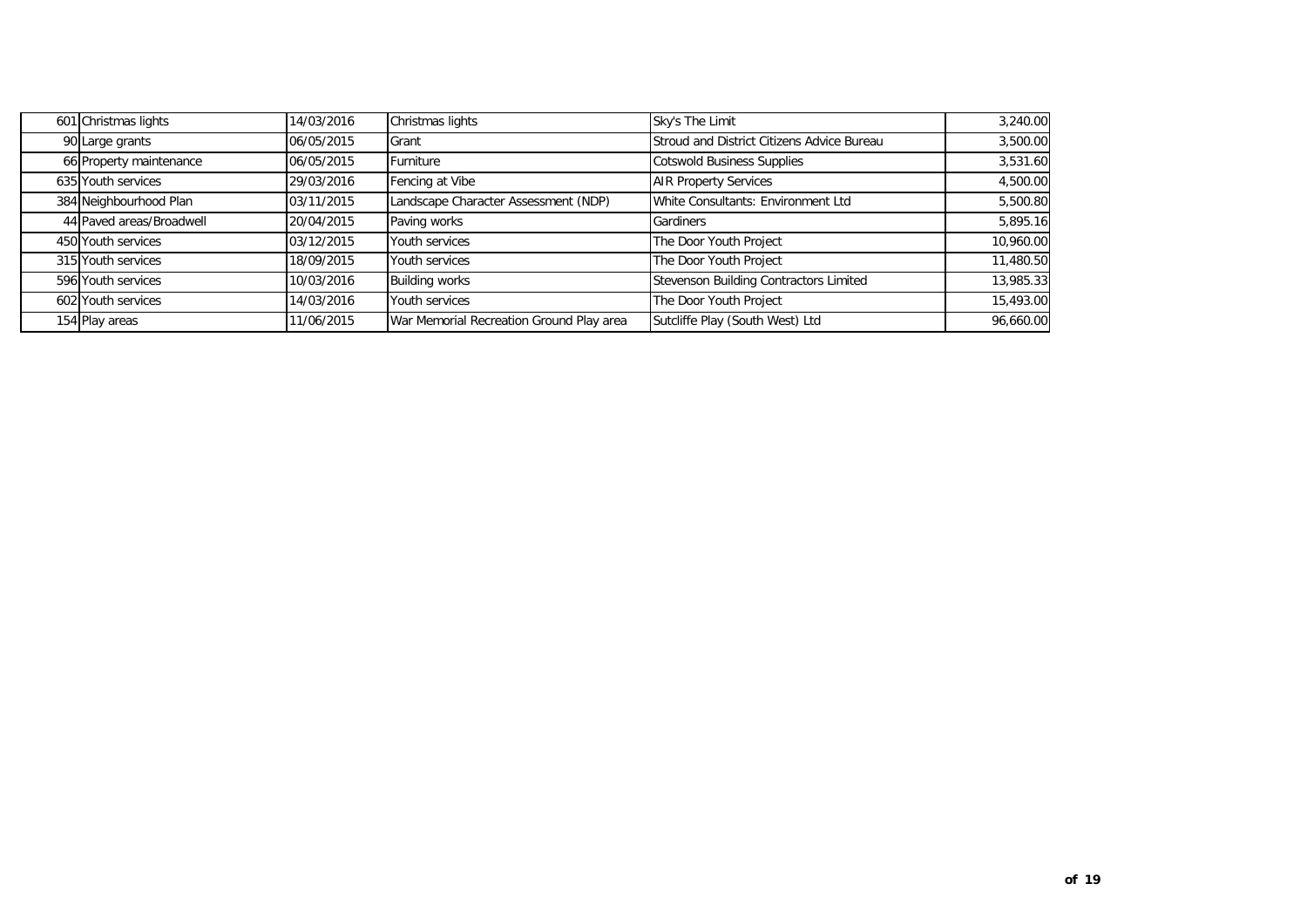| | | | | | |
|---|---|---|---|---|---|
| 601 | Christmas lights | 14/03/2016 | Christmas lights | Sky's The Limit | 3,240.00 |
| 90 | Large grants | 06/05/2015 | Grant | Stroud and District Citizens Advice Bureau | 3,500.00 |
| 66 | Property maintenance | 06/05/2015 | Furniture | Cotswold Business Supplies | 3,531.60 |
| 635 | Youth services | 29/03/2016 | Fencing at Vibe | AIR Property Services | 4,500.00 |
| 384 | Neighbourhood Plan | 03/11/2015 | Landscape Character Assessment (NDP) | White Consultants: Environment Ltd | 5,500.80 |
| 44 | Paved areas/Broadwell | 20/04/2015 | Paving works | Gardiners | 5,895.16 |
| 450 | Youth services | 03/12/2015 | Youth services | The Door Youth Project | 10,960.00 |
| 315 | Youth services | 18/09/2015 | Youth services | The Door Youth Project | 11,480.50 |
| 596 | Youth services | 10/03/2016 | Building works | Stevenson Building Contractors Limited | 13,985.33 |
| 602 | Youth services | 14/03/2016 | Youth services | The Door Youth Project | 15,493.00 |
| 154 | Play areas | 11/06/2015 | War Memorial Recreation Ground Play area | Sutcliffe Play (South West) Ltd | 96,660.00 |